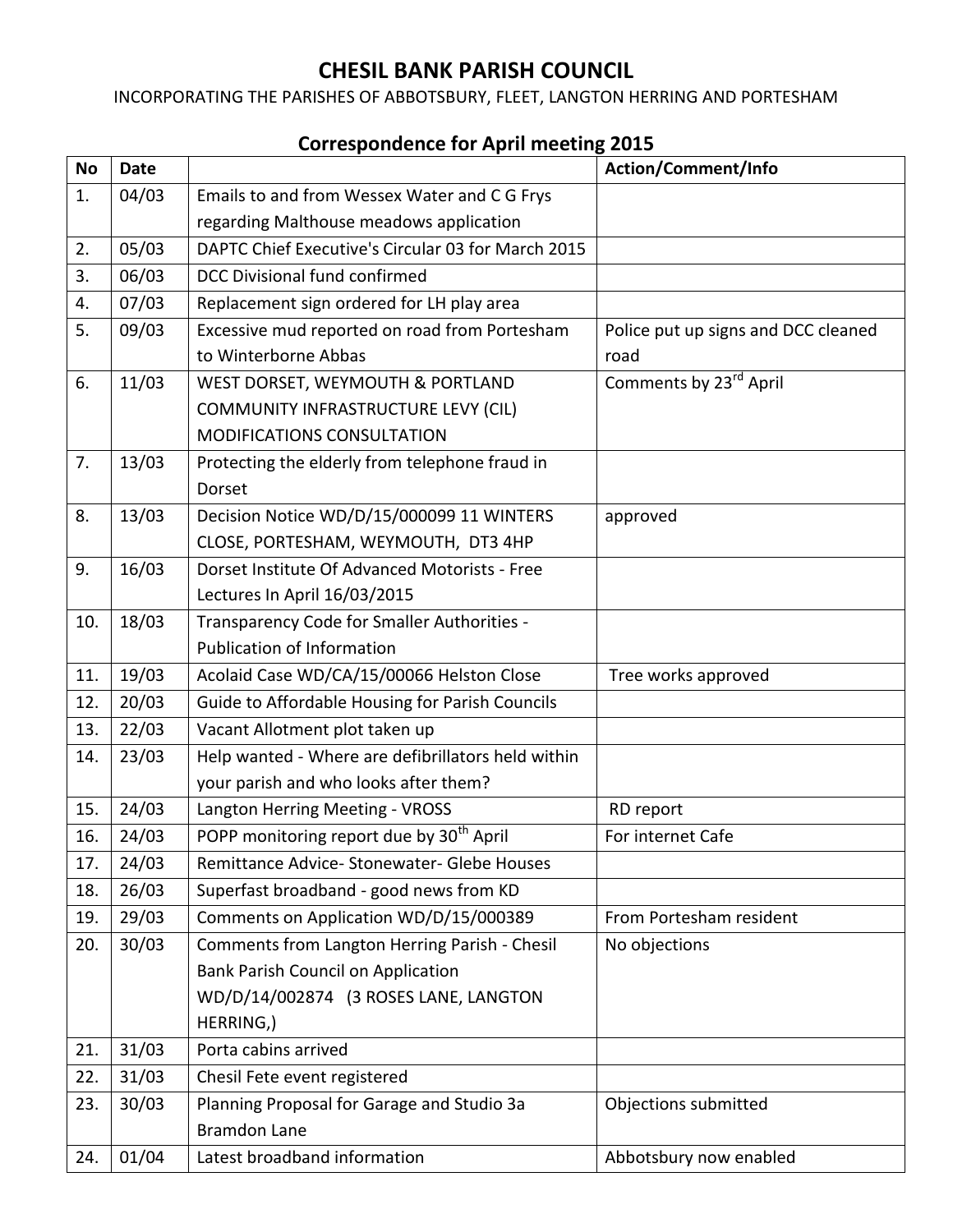# CHESIL BANK PARISH COUNCIL

INCORPORATING THE PARISHES OF ABBOTSBURY, FLEET, LANGTON HERRING AND PORTESHAM

## Correspondence for April meeting 2015

| No | Date | | Action/Comment/Info |
|---|---|---|---|
| 1. | 04/03 | Emails to and from Wessex Water and C G Frys regarding Malthouse meadows application | |
| 2. | 05/03 | DAPTC Chief Executive's Circular 03 for March 2015 | |
| 3. | 06/03 | DCC Divisional fund confirmed | |
| 4. | 07/03 | Replacement sign ordered for LH play area | |
| 5. | 09/03 | Excessive mud reported on road from Portesham to Winterborne Abbas | Police put up signs and DCC cleaned road |
| 6. | 11/03 | WEST DORSET, WEYMOUTH & PORTLAND COMMUNITY INFRASTRUCTURE LEVY (CIL) MODIFICATIONS CONSULTATION | Comments by 23rd April |
| 7. | 13/03 | Protecting the elderly from telephone fraud in Dorset | |
| 8. | 13/03 | Decision Notice WD/D/15/000099 11 WINTERS CLOSE, PORTESHAM, WEYMOUTH, DT3 4HP | approved |
| 9. | 16/03 | Dorset Institute Of Advanced Motorists - Free Lectures In April 16/03/2015 | |
| 10. | 18/03 | Transparency Code for Smaller Authorities - Publication of Information | |
| 11. | 19/03 | Acolaid Case WD/CA/15/00066 Helston Close | Tree works approved |
| 12. | 20/03 | Guide to Affordable Housing for Parish Councils | |
| 13. | 22/03 | Vacant Allotment plot taken up | |
| 14. | 23/03 | Help wanted - Where are defibrillators held within your parish and who looks after them? | |
| 15. | 24/03 | Langton Herring Meeting - VROSS | RD report |
| 16. | 24/03 | POPP monitoring report due by 30th April | For internet Cafe |
| 17. | 24/03 | Remittance Advice- Stonewater- Glebe Houses | |
| 18. | 26/03 | Superfast broadband - good news from KD | |
| 19. | 29/03 | Comments on Application WD/D/15/000389 | From Portesham resident |
| 20. | 30/03 | Comments from Langton Herring Parish - Chesil Bank Parish Council on Application WD/D/14/002874 (3 ROSES LANE, LANGTON HERRING,) | No objections |
| 21. | 31/03 | Porta cabins arrived | |
| 22. | 31/03 | Chesil Fete event registered | |
| 23. | 30/03 | Planning Proposal for Garage and Studio 3a Bramdon Lane | Objections submitted |
| 24. | 01/04 | Latest broadband information | Abbotsbury now enabled |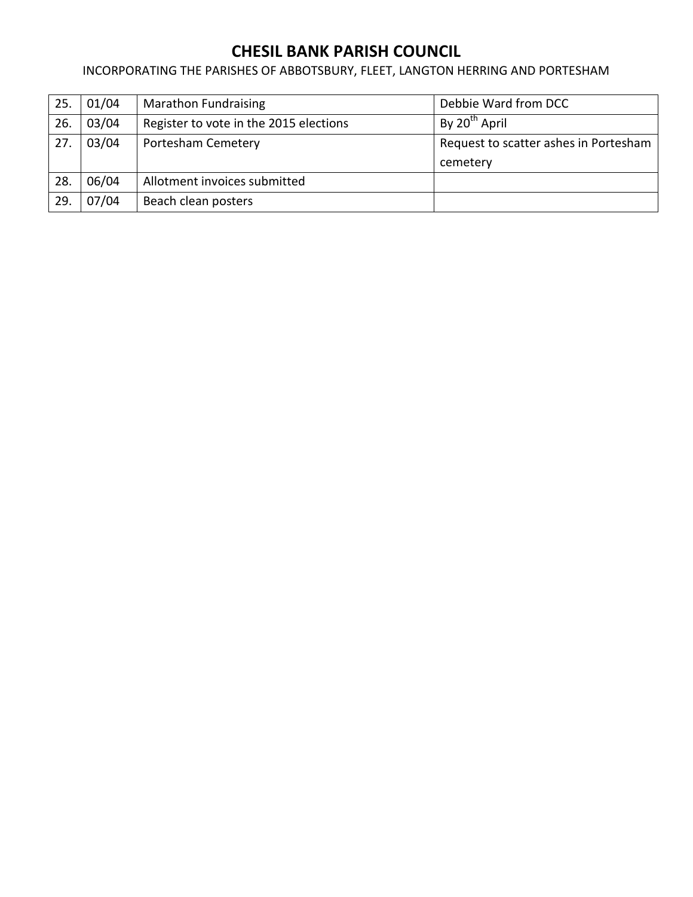# CHESIL BANK PARISH COUNCIL

INCORPORATING THE PARISHES OF ABBOTSBURY, FLEET, LANGTON HERRING AND PORTESHAM

| | | | |
|---|---|---|---|
| 25. | 01/04 | Marathon Fundraising | Debbie Ward from DCC |
| 26. | 03/04 | Register to vote in the 2015 elections | By 20th April |
| 27. | 03/04 | Portesham Cemetery | Request to scatter ashes in Portesham cemetery |
| 28. | 06/04 | Allotment invoices submitted | |
| 29. | 07/04 | Beach clean posters | |